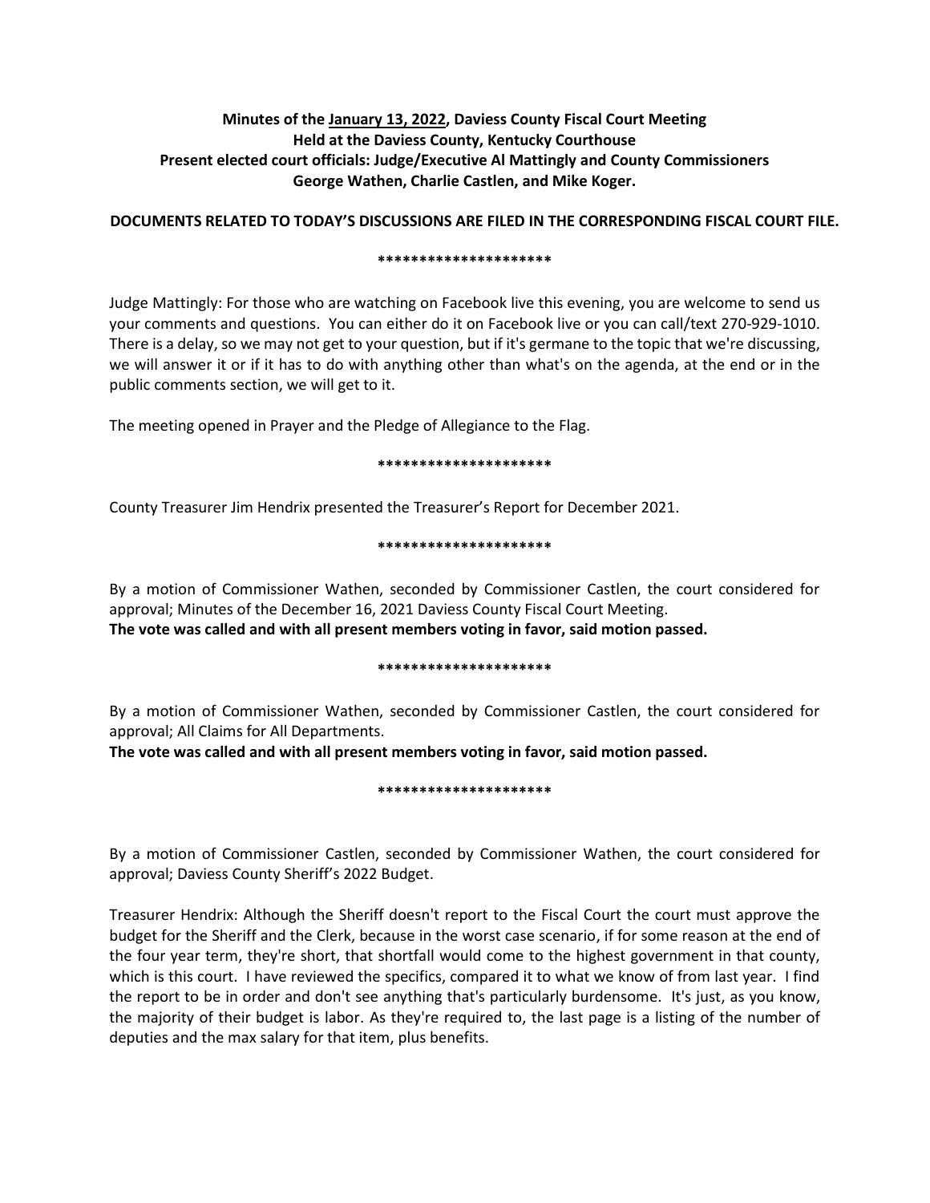**Minutes of the January 13, 2022, Daviess County Fiscal Court Meeting**
**Held at the Daviess County, Kentucky Courthouse**
**Present elected court officials: Judge/Executive Al Mattingly and County Commissioners George Wathen, Charlie Castlen, and Mike Koger.**

**DOCUMENTS RELATED TO TODAY'S DISCUSSIONS ARE FILED IN THE CORRESPONDING FISCAL COURT FILE.**

*********************

Judge Mattingly: For those who are watching on Facebook live this evening, you are welcome to send us your comments and questions. You can either do it on Facebook live or you can call/text 270-929-1010. There is a delay, so we may not get to your question, but if it's germane to the topic that we're discussing, we will answer it or if it has to do with anything other than what's on the agenda, at the end or in the public comments section, we will get to it.

The meeting opened in Prayer and the Pledge of Allegiance to the Flag.

*********************

County Treasurer Jim Hendrix presented the Treasurer's Report for December 2021.

*********************

By a motion of Commissioner Wathen, seconded by Commissioner Castlen, the court considered for approval; Minutes of the December 16, 2021 Daviess County Fiscal Court Meeting.
**The vote was called and with all present members voting in favor, said motion passed.**

*********************

By a motion of Commissioner Wathen, seconded by Commissioner Castlen, the court considered for approval; All Claims for All Departments.
**The vote was called and with all present members voting in favor, said motion passed.**

*********************

By a motion of Commissioner Castlen, seconded by Commissioner Wathen, the court considered for approval; Daviess County Sheriff's 2022 Budget.

Treasurer Hendrix: Although the Sheriff doesn't report to the Fiscal Court the court must approve the budget for the Sheriff and the Clerk, because in the worst case scenario, if for some reason at the end of the four year term, they're short, that shortfall would come to the highest government in that county, which is this court. I have reviewed the specifics, compared it to what we know of from last year. I find the report to be in order and don't see anything that's particularly burdensome. It's just, as you know, the majority of their budget is labor. As they're required to, the last page is a listing of the number of deputies and the max salary for that item, plus benefits.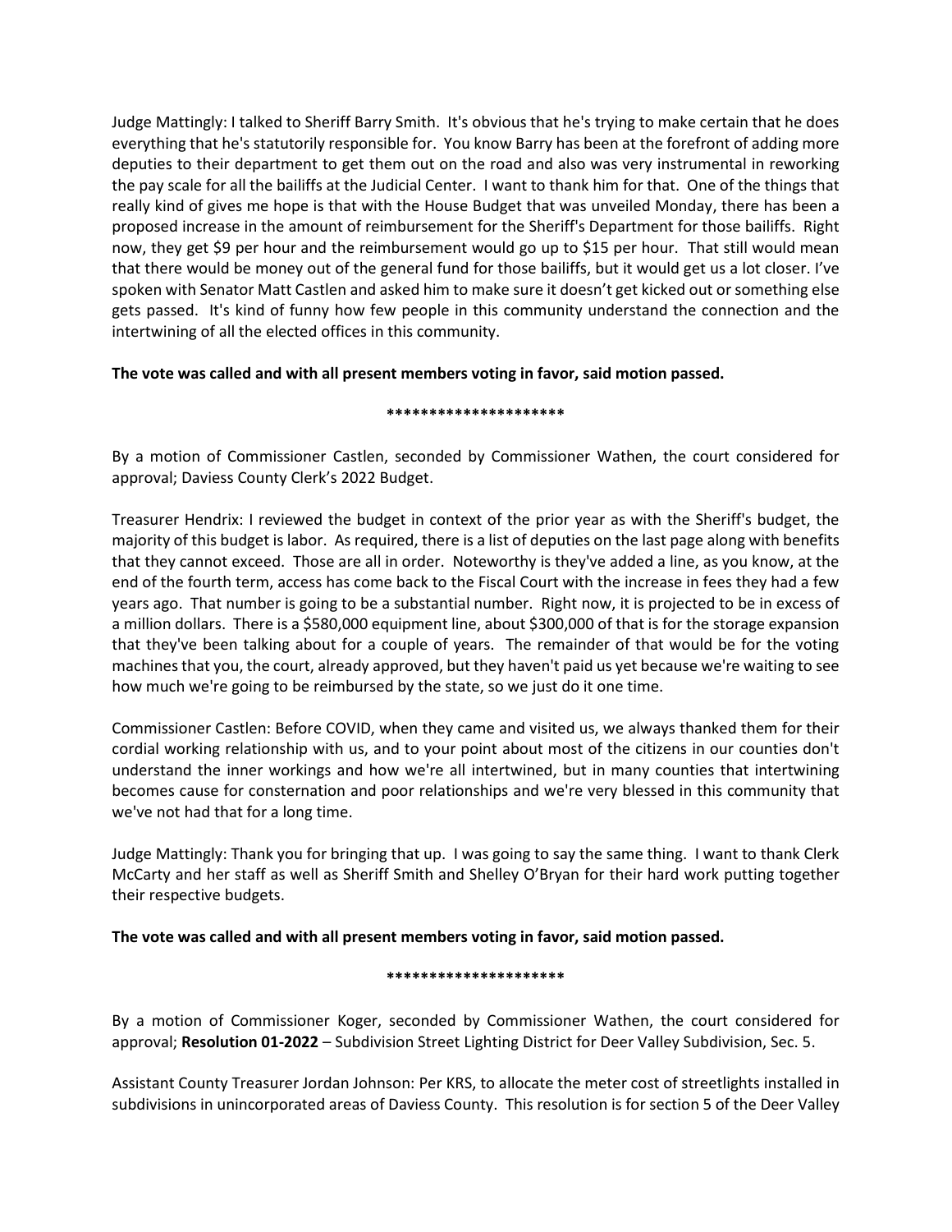Judge Mattingly: I talked to Sheriff Barry Smith. It's obvious that he's trying to make certain that he does everything that he's statutorily responsible for. You know Barry has been at the forefront of adding more deputies to their department to get them out on the road and also was very instrumental in reworking the pay scale for all the bailiffs at the Judicial Center. I want to thank him for that. One of the things that really kind of gives me hope is that with the House Budget that was unveiled Monday, there has been a proposed increase in the amount of reimbursement for the Sheriff's Department for those bailiffs. Right now, they get $9 per hour and the reimbursement would go up to $15 per hour. That still would mean that there would be money out of the general fund for those bailiffs, but it would get us a lot closer. I've spoken with Senator Matt Castlen and asked him to make sure it doesn't get kicked out or something else gets passed. It's kind of funny how few people in this community understand the connection and the intertwining of all the elected offices in this community.

**The vote was called and with all present members voting in favor, said motion passed.**

**********************

By a motion of Commissioner Castlen, seconded by Commissioner Wathen, the court considered for approval; Daviess County Clerk's 2022 Budget.

Treasurer Hendrix: I reviewed the budget in context of the prior year as with the Sheriff's budget, the majority of this budget is labor. As required, there is a list of deputies on the last page along with benefits that they cannot exceed. Those are all in order. Noteworthy is they've added a line, as you know, at the end of the fourth term, access has come back to the Fiscal Court with the increase in fees they had a few years ago. That number is going to be a substantial number. Right now, it is projected to be in excess of a million dollars. There is a $580,000 equipment line, about $300,000 of that is for the storage expansion that they've been talking about for a couple of years. The remainder of that would be for the voting machines that you, the court, already approved, but they haven't paid us yet because we're waiting to see how much we're going to be reimbursed by the state, so we just do it one time.

Commissioner Castlen: Before COVID, when they came and visited us, we always thanked them for their cordial working relationship with us, and to your point about most of the citizens in our counties don't understand the inner workings and how we're all intertwined, but in many counties that intertwining becomes cause for consternation and poor relationships and we're very blessed in this community that we've not had that for a long time.

Judge Mattingly: Thank you for bringing that up. I was going to say the same thing. I want to thank Clerk McCarty and her staff as well as Sheriff Smith and Shelley O'Bryan for their hard work putting together their respective budgets.

**The vote was called and with all present members voting in favor, said motion passed.**

**********************

By a motion of Commissioner Koger, seconded by Commissioner Wathen, the court considered for approval; **Resolution 01-2022** – Subdivision Street Lighting District for Deer Valley Subdivision, Sec. 5.

Assistant County Treasurer Jordan Johnson: Per KRS, to allocate the meter cost of streetlights installed in subdivisions in unincorporated areas of Daviess County. This resolution is for section 5 of the Deer Valley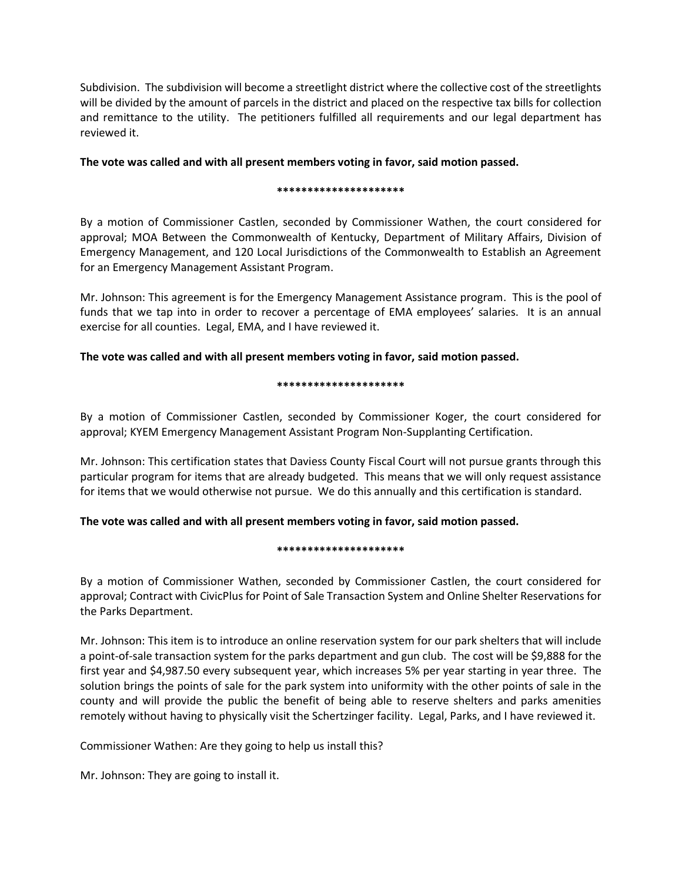Subdivision. The subdivision will become a streetlight district where the collective cost of the streetlights will be divided by the amount of parcels in the district and placed on the respective tax bills for collection and remittance to the utility. The petitioners fulfilled all requirements and our legal department has reviewed it.

**The vote was called and with all present members voting in favor, said motion passed.**

**********************

By a motion of Commissioner Castlen, seconded by Commissioner Wathen, the court considered for approval; MOA Between the Commonwealth of Kentucky, Department of Military Affairs, Division of Emergency Management, and 120 Local Jurisdictions of the Commonwealth to Establish an Agreement for an Emergency Management Assistant Program.

Mr. Johnson: This agreement is for the Emergency Management Assistance program. This is the pool of funds that we tap into in order to recover a percentage of EMA employees' salaries. It is an annual exercise for all counties. Legal, EMA, and I have reviewed it.

**The vote was called and with all present members voting in favor, said motion passed.**

**********************

By a motion of Commissioner Castlen, seconded by Commissioner Koger, the court considered for approval; KYEM Emergency Management Assistant Program Non-Supplanting Certification.

Mr. Johnson: This certification states that Daviess County Fiscal Court will not pursue grants through this particular program for items that are already budgeted. This means that we will only request assistance for items that we would otherwise not pursue. We do this annually and this certification is standard.

**The vote was called and with all present members voting in favor, said motion passed.**

**********************

By a motion of Commissioner Wathen, seconded by Commissioner Castlen, the court considered for approval; Contract with CivicPlus for Point of Sale Transaction System and Online Shelter Reservations for the Parks Department.

Mr. Johnson: This item is to introduce an online reservation system for our park shelters that will include a point-of-sale transaction system for the parks department and gun club. The cost will be $9,888 for the first year and $4,987.50 every subsequent year, which increases 5% per year starting in year three. The solution brings the points of sale for the park system into uniformity with the other points of sale in the county and will provide the public the benefit of being able to reserve shelters and parks amenities remotely without having to physically visit the Schertzinger facility. Legal, Parks, and I have reviewed it.

Commissioner Wathen: Are they going to help us install this?

Mr. Johnson: They are going to install it.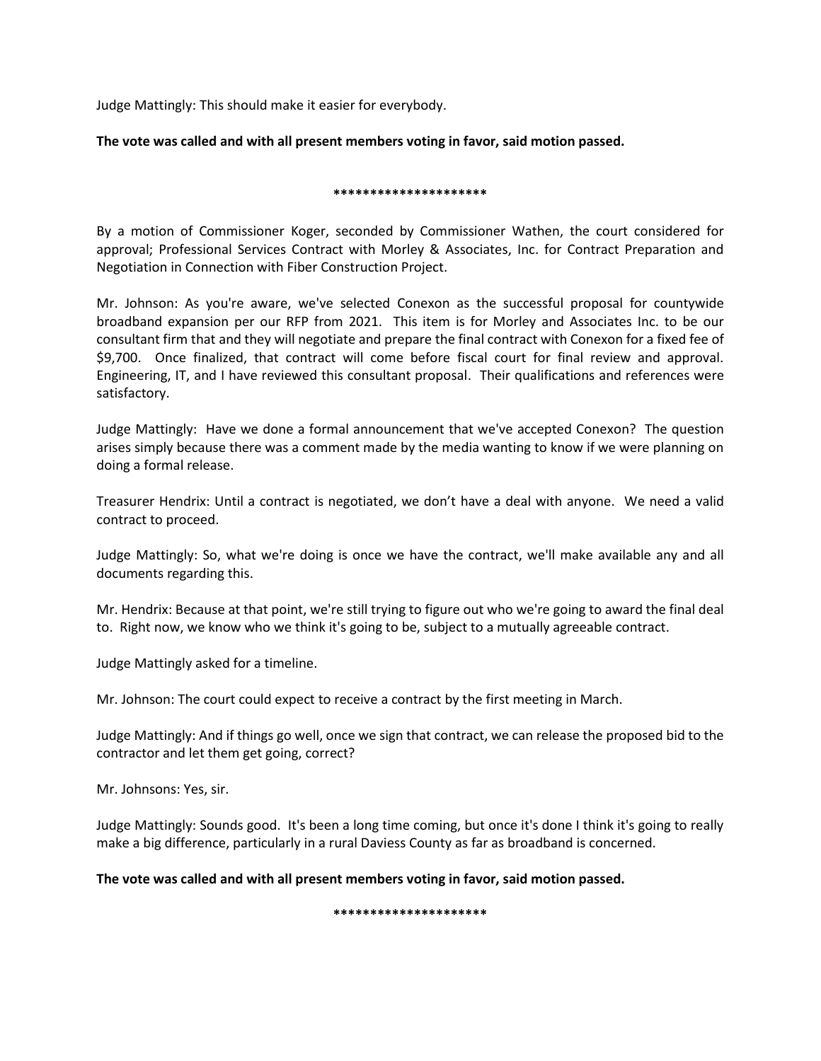Judge Mattingly: This should make it easier for everybody.

**The vote was called and with all present members voting in favor, said motion passed.**

**********************

By a motion of Commissioner Koger, seconded by Commissioner Wathen, the court considered for approval; Professional Services Contract with Morley & Associates, Inc. for Contract Preparation and Negotiation in Connection with Fiber Construction Project.

Mr. Johnson: As you're aware, we've selected Conexon as the successful proposal for countywide broadband expansion per our RFP from 2021. This item is for Morley and Associates Inc. to be our consultant firm that and they will negotiate and prepare the final contract with Conexon for a fixed fee of $9,700. Once finalized, that contract will come before fiscal court for final review and approval. Engineering, IT, and I have reviewed this consultant proposal. Their qualifications and references were satisfactory.

Judge Mattingly: Have we done a formal announcement that we've accepted Conexon? The question arises simply because there was a comment made by the media wanting to know if we were planning on doing a formal release.

Treasurer Hendrix: Until a contract is negotiated, we don't have a deal with anyone. We need a valid contract to proceed.

Judge Mattingly: So, what we're doing is once we have the contract, we'll make available any and all documents regarding this.

Mr. Hendrix: Because at that point, we're still trying to figure out who we're going to award the final deal to. Right now, we know who we think it's going to be, subject to a mutually agreeable contract.

Judge Mattingly asked for a timeline.

Mr. Johnson: The court could expect to receive a contract by the first meeting in March.

Judge Mattingly: And if things go well, once we sign that contract, we can release the proposed bid to the contractor and let them get going, correct?

Mr. Johnsons: Yes, sir.

Judge Mattingly: Sounds good. It's been a long time coming, but once it's done I think it's going to really make a big difference, particularly in a rural Daviess County as far as broadband is concerned.

**The vote was called and with all present members voting in favor, said motion passed.**

**********************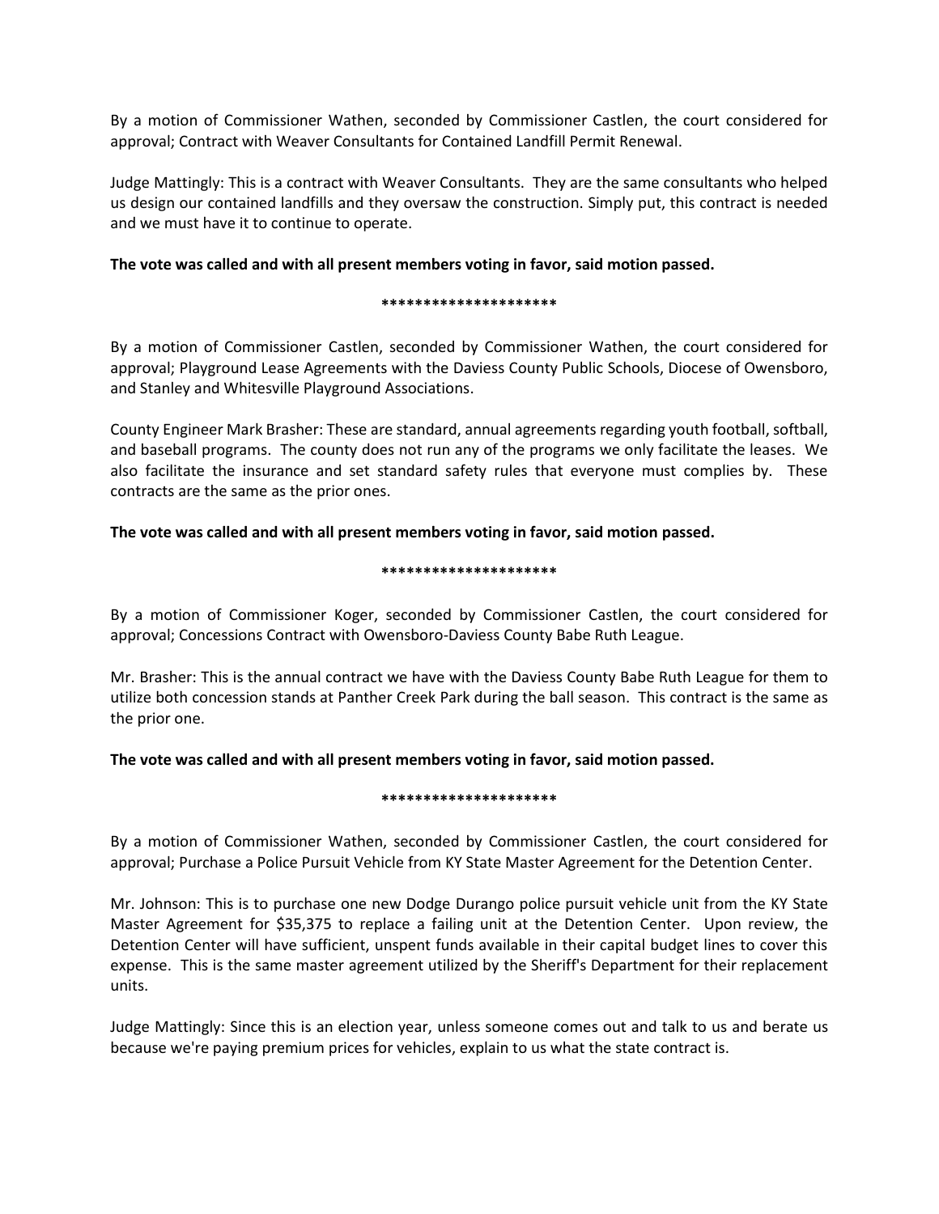By a motion of Commissioner Wathen, seconded by Commissioner Castlen, the court considered for approval; Contract with Weaver Consultants for Contained Landfill Permit Renewal.

Judge Mattingly: This is a contract with Weaver Consultants. They are the same consultants who helped us design our contained landfills and they oversaw the construction. Simply put, this contract is needed and we must have it to continue to operate.

**The vote was called and with all present members voting in favor, said motion passed.**

**********************

By a motion of Commissioner Castlen, seconded by Commissioner Wathen, the court considered for approval; Playground Lease Agreements with the Daviess County Public Schools, Diocese of Owensboro, and Stanley and Whitesville Playground Associations.

County Engineer Mark Brasher: These are standard, annual agreements regarding youth football, softball, and baseball programs. The county does not run any of the programs we only facilitate the leases. We also facilitate the insurance and set standard safety rules that everyone must complies by. These contracts are the same as the prior ones.

**The vote was called and with all present members voting in favor, said motion passed.**

**********************

By a motion of Commissioner Koger, seconded by Commissioner Castlen, the court considered for approval; Concessions Contract with Owensboro-Daviess County Babe Ruth League.

Mr. Brasher: This is the annual contract we have with the Daviess County Babe Ruth League for them to utilize both concession stands at Panther Creek Park during the ball season. This contract is the same as the prior one.

**The vote was called and with all present members voting in favor, said motion passed.**

**********************

By a motion of Commissioner Wathen, seconded by Commissioner Castlen, the court considered for approval; Purchase a Police Pursuit Vehicle from KY State Master Agreement for the Detention Center.

Mr. Johnson: This is to purchase one new Dodge Durango police pursuit vehicle unit from the KY State Master Agreement for $35,375 to replace a failing unit at the Detention Center. Upon review, the Detention Center will have sufficient, unspent funds available in their capital budget lines to cover this expense. This is the same master agreement utilized by the Sheriff's Department for their replacement units.

Judge Mattingly: Since this is an election year, unless someone comes out and talk to us and berate us because we're paying premium prices for vehicles, explain to us what the state contract is.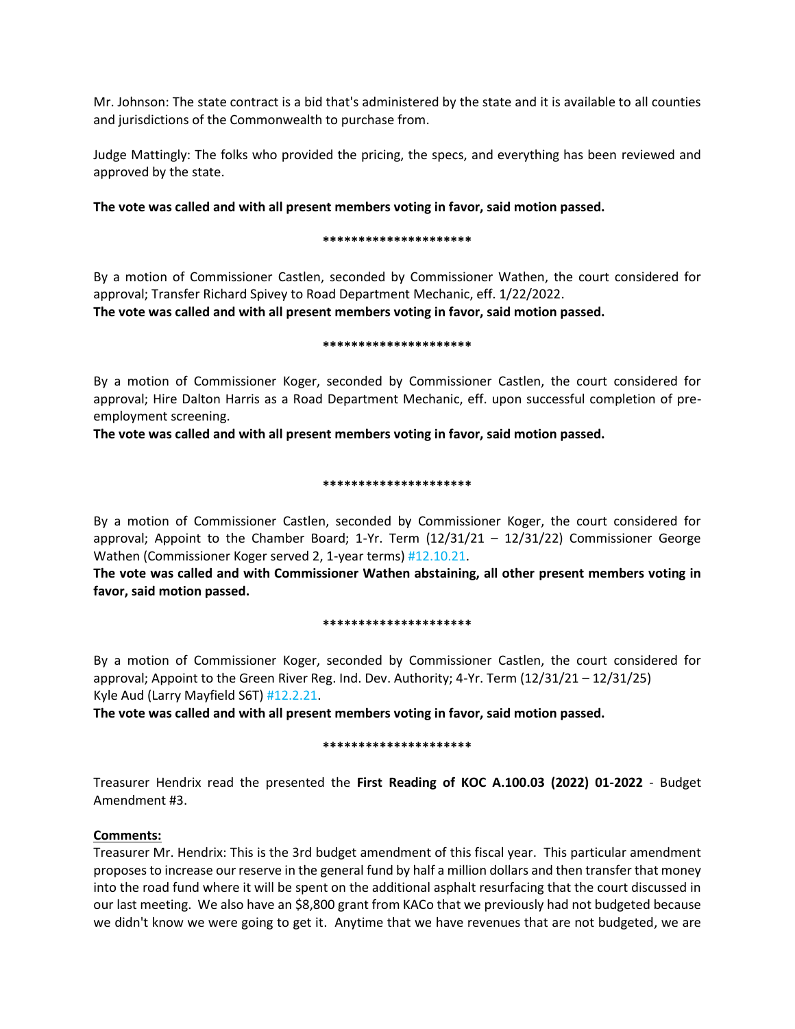Mr. Johnson: The state contract is a bid that's administered by the state and it is available to all counties and jurisdictions of the Commonwealth to purchase from.

Judge Mattingly: The folks who provided the pricing, the specs, and everything has been reviewed and approved by the state.

**The vote was called and with all present members voting in favor, said motion passed.**

*********************

By a motion of Commissioner Castlen, seconded by Commissioner Wathen, the court considered for approval; Transfer Richard Spivey to Road Department Mechanic, eff. 1/22/2022.
**The vote was called and with all present members voting in favor, said motion passed.**

*********************

By a motion of Commissioner Koger, seconded by Commissioner Castlen, the court considered for approval; Hire Dalton Harris as a Road Department Mechanic, eff. upon successful completion of pre-employment screening.
**The vote was called and with all present members voting in favor, said motion passed.**

*********************

By a motion of Commissioner Castlen, seconded by Commissioner Koger, the court considered for approval; Appoint to the Chamber Board; 1-Yr. Term (12/31/21 – 12/31/22) Commissioner George Wathen (Commissioner Koger served 2, 1-year terms) #12.10.21.
**The vote was called and with Commissioner Wathen abstaining, all other present members voting in favor, said motion passed.**

*********************

By a motion of Commissioner Koger, seconded by Commissioner Castlen, the court considered for approval; Appoint to the Green River Reg. Ind. Dev. Authority; 4-Yr. Term (12/31/21 – 12/31/25) Kyle Aud (Larry Mayfield S6T) #12.2.21.
**The vote was called and with all present members voting in favor, said motion passed.**

*********************

Treasurer Hendrix read the presented the **First Reading of KOC A.100.03 (2022) 01-2022** - Budget Amendment #3.

**Comments:**
Treasurer Mr. Hendrix: This is the 3rd budget amendment of this fiscal year. This particular amendment proposes to increase our reserve in the general fund by half a million dollars and then transfer that money into the road fund where it will be spent on the additional asphalt resurfacing that the court discussed in our last meeting. We also have an $8,800 grant from KACo that we previously had not budgeted because we didn't know we were going to get it. Anytime that we have revenues that are not budgeted, we are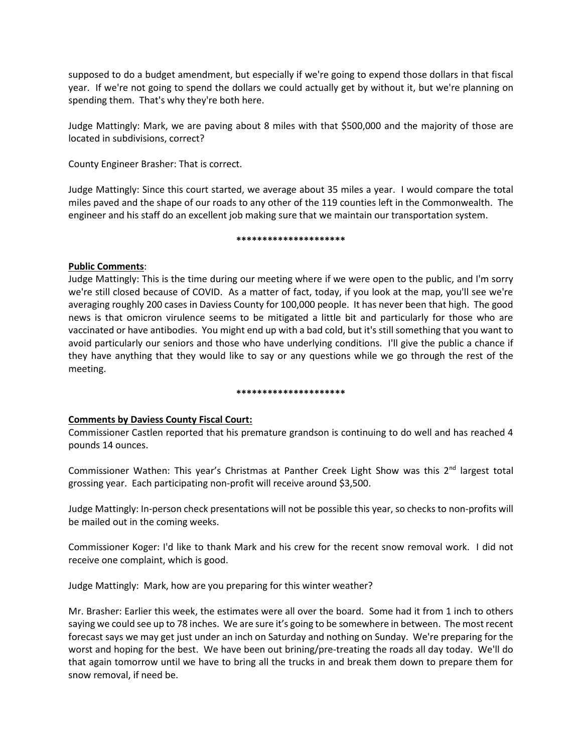supposed to do a budget amendment, but especially if we're going to expend those dollars in that fiscal year. If we're not going to spend the dollars we could actually get by without it, but we're planning on spending them. That's why they're both here.

Judge Mattingly: Mark, we are paving about 8 miles with that $500,000 and the majority of those are located in subdivisions, correct?

County Engineer Brasher: That is correct.

Judge Mattingly: Since this court started, we average about 35 miles a year. I would compare the total miles paved and the shape of our roads to any other of the 119 counties left in the Commonwealth. The engineer and his staff do an excellent job making sure that we maintain our transportation system.

*********************

**Public Comments**:

Judge Mattingly: This is the time during our meeting where if we were open to the public, and I'm sorry we're still closed because of COVID. As a matter of fact, today, if you look at the map, you'll see we're averaging roughly 200 cases in Daviess County for 100,000 people. It has never been that high. The good news is that omicron virulence seems to be mitigated a little bit and particularly for those who are vaccinated or have antibodies. You might end up with a bad cold, but it's still something that you want to avoid particularly our seniors and those who have underlying conditions. I'll give the public a chance if they have anything that they would like to say or any questions while we go through the rest of the meeting.

*********************

**Comments by Daviess County Fiscal Court:**

Commissioner Castlen reported that his premature grandson is continuing to do well and has reached 4 pounds 14 ounces.

Commissioner Wathen: This year's Christmas at Panther Creek Light Show was this 2nd largest total grossing year. Each participating non-profit will receive around $3,500.

Judge Mattingly: In-person check presentations will not be possible this year, so checks to non-profits will be mailed out in the coming weeks.

Commissioner Koger: I'd like to thank Mark and his crew for the recent snow removal work. I did not receive one complaint, which is good.

Judge Mattingly: Mark, how are you preparing for this winter weather?

Mr. Brasher: Earlier this week, the estimates were all over the board. Some had it from 1 inch to others saying we could see up to 78 inches. We are sure it's going to be somewhere in between. The most recent forecast says we may get just under an inch on Saturday and nothing on Sunday. We're preparing for the worst and hoping for the best. We have been out brining/pre-treating the roads all day today. We'll do that again tomorrow until we have to bring all the trucks in and break them down to prepare them for snow removal, if need be.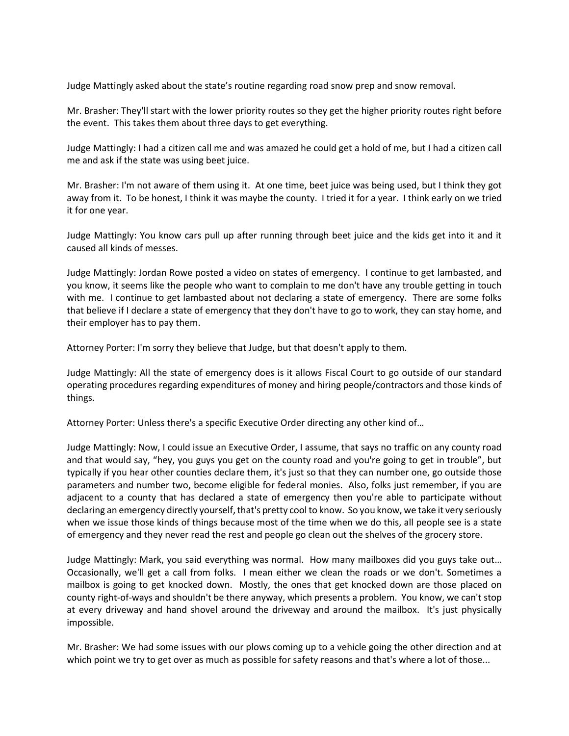Judge Mattingly asked about the state's routine regarding road snow prep and snow removal.

Mr. Brasher: They'll start with the lower priority routes so they get the higher priority routes right before the event. This takes them about three days to get everything.

Judge Mattingly: I had a citizen call me and was amazed he could get a hold of me, but I had a citizen call me and ask if the state was using beet juice.

Mr. Brasher: I'm not aware of them using it. At one time, beet juice was being used, but I think they got away from it. To be honest, I think it was maybe the county. I tried it for a year. I think early on we tried it for one year.

Judge Mattingly: You know cars pull up after running through beet juice and the kids get into it and it caused all kinds of messes.

Judge Mattingly: Jordan Rowe posted a video on states of emergency. I continue to get lambasted, and you know, it seems like the people who want to complain to me don't have any trouble getting in touch with me. I continue to get lambasted about not declaring a state of emergency. There are some folks that believe if I declare a state of emergency that they don't have to go to work, they can stay home, and their employer has to pay them.

Attorney Porter: I'm sorry they believe that Judge, but that doesn't apply to them.

Judge Mattingly: All the state of emergency does is it allows Fiscal Court to go outside of our standard operating procedures regarding expenditures of money and hiring people/contractors and those kinds of things.

Attorney Porter: Unless there's a specific Executive Order directing any other kind of…

Judge Mattingly: Now, I could issue an Executive Order, I assume, that says no traffic on any county road and that would say, "hey, you guys you get on the county road and you're going to get in trouble", but typically if you hear other counties declare them, it's just so that they can number one, go outside those parameters and number two, become eligible for federal monies. Also, folks just remember, if you are adjacent to a county that has declared a state of emergency then you're able to participate without declaring an emergency directly yourself, that's pretty cool to know. So you know, we take it very seriously when we issue those kinds of things because most of the time when we do this, all people see is a state of emergency and they never read the rest and people go clean out the shelves of the grocery store.

Judge Mattingly: Mark, you said everything was normal. How many mailboxes did you guys take out… Occasionally, we'll get a call from folks. I mean either we clean the roads or we don't. Sometimes a mailbox is going to get knocked down. Mostly, the ones that get knocked down are those placed on county right-of-ways and shouldn't be there anyway, which presents a problem. You know, we can't stop at every driveway and hand shovel around the driveway and around the mailbox. It's just physically impossible.

Mr. Brasher: We had some issues with our plows coming up to a vehicle going the other direction and at which point we try to get over as much as possible for safety reasons and that's where a lot of those...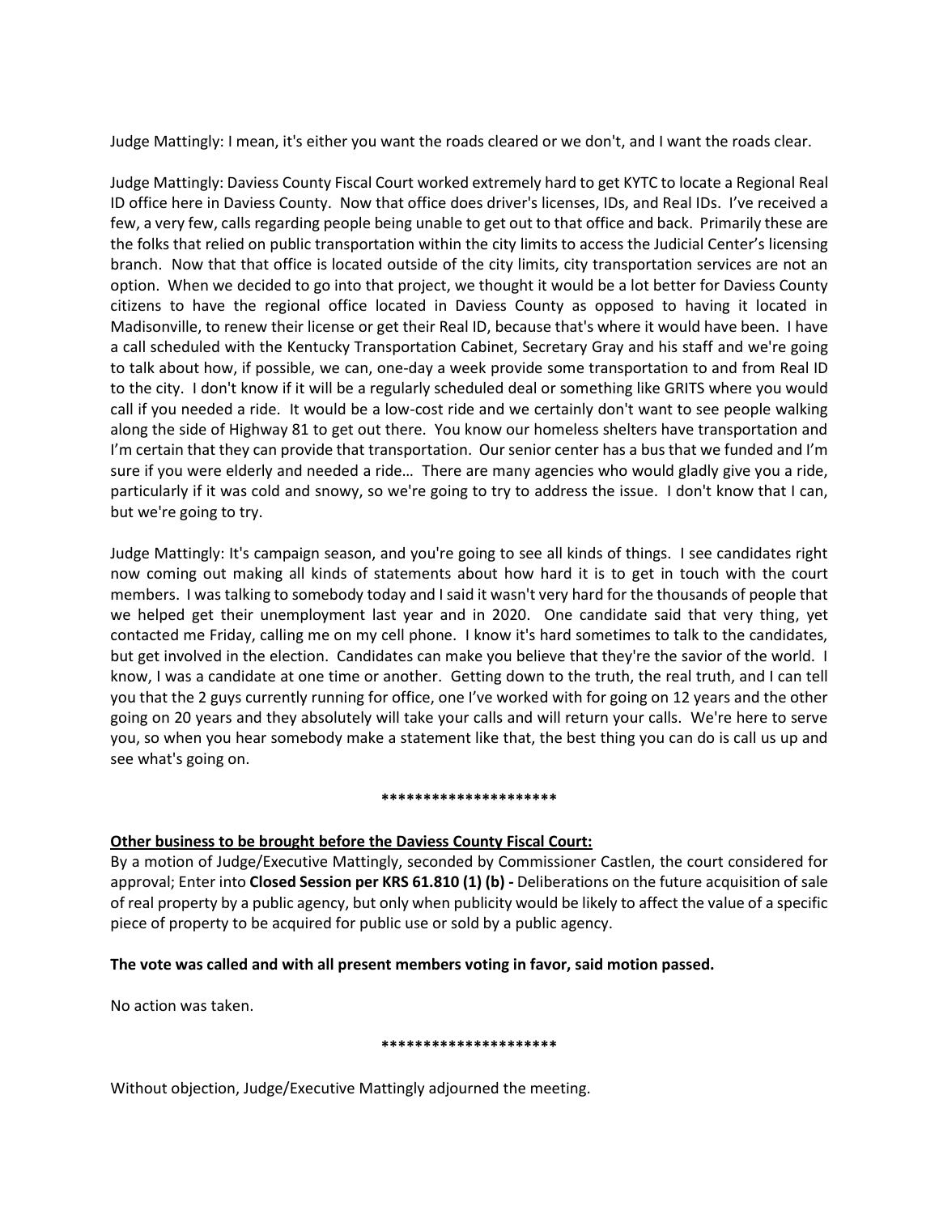Judge Mattingly: I mean, it's either you want the roads cleared or we don't, and I want the roads clear.

Judge Mattingly: Daviess County Fiscal Court worked extremely hard to get KYTC to locate a Regional Real ID office here in Daviess County. Now that office does driver's licenses, IDs, and Real IDs. I've received a few, a very few, calls regarding people being unable to get out to that office and back. Primarily these are the folks that relied on public transportation within the city limits to access the Judicial Center's licensing branch. Now that that office is located outside of the city limits, city transportation services are not an option. When we decided to go into that project, we thought it would be a lot better for Daviess County citizens to have the regional office located in Daviess County as opposed to having it located in Madisonville, to renew their license or get their Real ID, because that's where it would have been. I have a call scheduled with the Kentucky Transportation Cabinet, Secretary Gray and his staff and we're going to talk about how, if possible, we can, one-day a week provide some transportation to and from Real ID to the city. I don't know if it will be a regularly scheduled deal or something like GRITS where you would call if you needed a ride. It would be a low-cost ride and we certainly don't want to see people walking along the side of Highway 81 to get out there. You know our homeless shelters have transportation and I'm certain that they can provide that transportation. Our senior center has a bus that we funded and I'm sure if you were elderly and needed a ride… There are many agencies who would gladly give you a ride, particularly if it was cold and snowy, so we're going to try to address the issue. I don't know that I can, but we're going to try.

Judge Mattingly: It's campaign season, and you're going to see all kinds of things. I see candidates right now coming out making all kinds of statements about how hard it is to get in touch with the court members. I was talking to somebody today and I said it wasn't very hard for the thousands of people that we helped get their unemployment last year and in 2020. One candidate said that very thing, yet contacted me Friday, calling me on my cell phone. I know it's hard sometimes to talk to the candidates, but get involved in the election. Candidates can make you believe that they're the savior of the world. I know, I was a candidate at one time or another. Getting down to the truth, the real truth, and I can tell you that the 2 guys currently running for office, one I've worked with for going on 12 years and the other going on 20 years and they absolutely will take your calls and will return your calls. We're here to serve you, so when you hear somebody make a statement like that, the best thing you can do is call us up and see what's going on.

*********************

**Other business to be brought before the Daviess County Fiscal Court:**

By a motion of Judge/Executive Mattingly, seconded by Commissioner Castlen, the court considered for approval; Enter into **Closed Session per KRS 61.810 (1) (b) -** Deliberations on the future acquisition of sale of real property by a public agency, but only when publicity would be likely to affect the value of a specific piece of property to be acquired for public use or sold by a public agency.

**The vote was called and with all present members voting in favor, said motion passed.**

No action was taken.

*********************

Without objection, Judge/Executive Mattingly adjourned the meeting.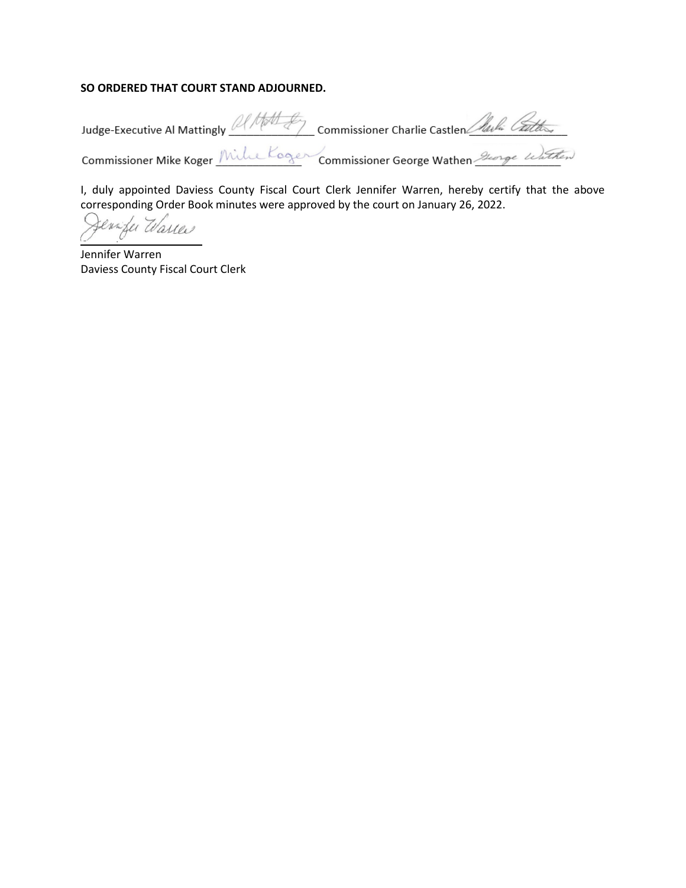**SO ORDERED THAT COURT STAND ADJOURNED.**

Judge-Executive Al Mattingly _______________ Commissioner Charlie Castlen _______________

Commissioner Mike Koger _______________ Commissioner George Wathen _______________

I, duly appointed Daviess County Fiscal Court Clerk Jennifer Warren, hereby certify that the above corresponding Order Book minutes were approved by the court on January 26, 2022.

_______________

Jennifer Warren
Daviess County Fiscal Court Clerk